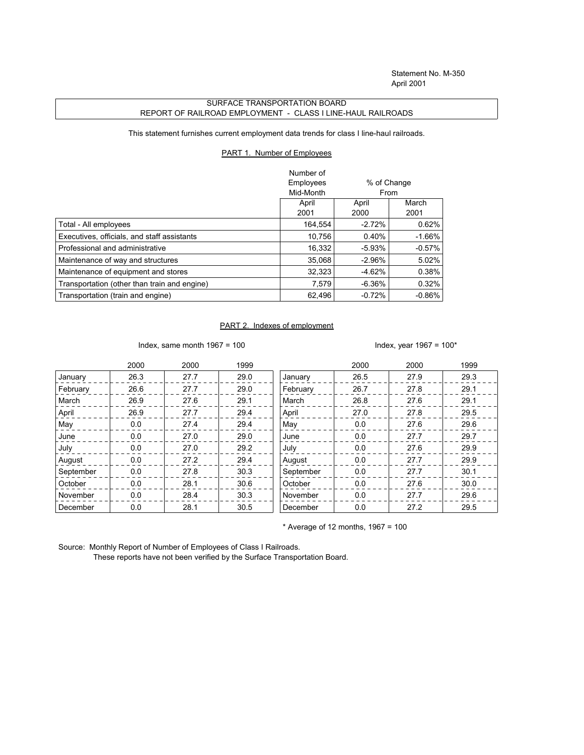Statement No. M-350
April 2001

## SURFACE TRANSPORTATION BOARD
## REPORT OF RAILROAD EMPLOYMENT - CLASS I LINE-HAUL RAILROADS

This statement furnishes current employment data trends for class I line-haul railroads.

### PART 1. Number of Employees

| | Number of Employees Mid-Month | % of Change From | |
|---|---|---|---|
| | April 2001 | April 2000 | March 2001 |
| Total - All employees | 164,554 | -2.72% | 0.62% |
| Executives, officials, and staff assistants | 10,756 | 0.40% | -1.66% |
| Professional and administrative | 16,332 | -5.93% | -0.57% |
| Maintenance of way and structures | 35,068 | -2.96% | 5.02% |
| Maintenance of equipment and stores | 32,323 | -4.62% | 0.38% |
| Transportation (other than train and engine) | 7,579 | -6.36% | 0.32% |
| Transportation (train and engine) | 62,496 | -0.72% | -0.86% |

### PART 2. Indexes of employment

Index, same month 1967 = 100

| | 2000 | 2000 | 1999 |
|---|---|---|---|
| January | 26.3 | 27.7 | 29.0 |
| February | 26.6 | 27.7 | 29.0 |
| March | 26.9 | 27.6 | 29.1 |
| April | 26.9 | 27.7 | 29.4 |
| May | 0.0 | 27.4 | 29.4 |
| June | 0.0 | 27.0 | 29.0 |
| July | 0.0 | 27.0 | 29.2 |
| August | 0.0 | 27.2 | 29.4 |
| September | 0.0 | 27.8 | 30.3 |
| October | 0.0 | 28.1 | 30.6 |
| November | 0.0 | 28.4 | 30.3 |
| December | 0.0 | 28.1 | 30.5 |

Index, year 1967 = 100*

| | 2000 | 2000 | 1999 |
|---|---|---|---|
| January | 26.5 | 27.9 | 29.3 |
| February | 26.7 | 27.8 | 29.1 |
| March | 26.8 | 27.6 | 29.1 |
| April | 27.0 | 27.8 | 29.5 |
| May | 0.0 | 27.6 | 29.6 |
| June | 0.0 | 27.7 | 29.7 |
| July | 0.0 | 27.6 | 29.9 |
| August | 0.0 | 27.7 | 29.9 |
| September | 0.0 | 27.7 | 30.1 |
| October | 0.0 | 27.6 | 30.0 |
| November | 0.0 | 27.7 | 29.6 |
| December | 0.0 | 27.2 | 29.5 |

\* Average of 12 months, 1967 = 100

Source: Monthly Report of Number of Employees of Class I Railroads.
These reports have not been verified by the Surface Transportation Board.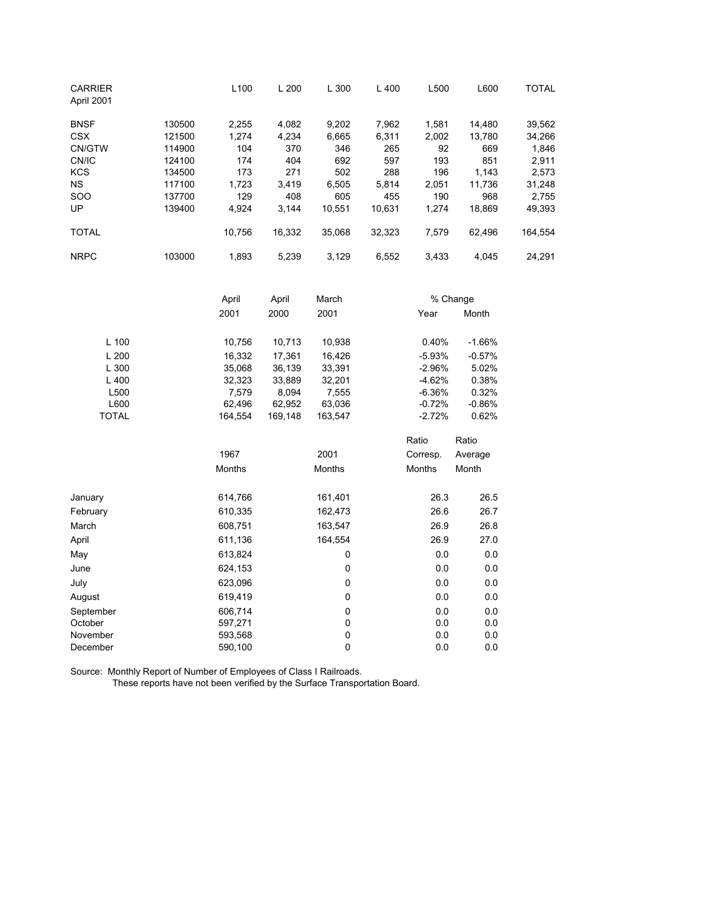| CARRIER<br>April 2001 | | L100 | L 200 | L 300 | L 400 | L500 | L600 | TOTAL |
|---|---|---|---|---|---|---|---|---|
| BNSF | 130500 | 2,255 | 4,082 | 9,202 | 7,962 | 1,581 | 14,480 | 39,562 |
| CSX | 121500 | 1,274 | 4,234 | 6,665 | 6,311 | 2,002 | 13,780 | 34,266 |
| CN/GTW | 114900 | 104 | 370 | 346 | 265 | 92 | 669 | 1,846 |
| CN/IC | 124100 | 174 | 404 | 692 | 597 | 193 | 851 | 2,911 |
| KCS | 134500 | 173 | 271 | 502 | 288 | 196 | 1,143 | 2,573 |
| NS | 117100 | 1,723 | 3,419 | 6,505 | 5,814 | 2,051 | 11,736 | 31,248 |
| SOO | 137700 | 129 | 408 | 605 | 455 | 190 | 968 | 2,755 |
| UP | 139400 | 4,924 | 3,144 | 10,551 | 10,631 | 1,274 | 18,869 | 49,393 |
| TOTAL | | 10,756 | 16,332 | 35,068 | 32,323 | 7,579 | 62,496 | 164,554 |
| NRPC | 103000 | 1,893 | 5,239 | 3,129 | 6,552 | 3,433 | 4,045 | 24,291 |

| | April 2001 | April 2000 | March 2001 | % Change Year | % Change Month |
|---|---|---|---|---|---|
| L 100 | 10,756 | 10,713 | 10,938 | 0.40% | -1.66% |
| L 200 | 16,332 | 17,361 | 16,426 | -5.93% | -0.57% |
| L 300 | 35,068 | 36,139 | 33,391 | -2.96% | 5.02% |
| L 400 | 32,323 | 33,889 | 32,201 | -4.62% | 0.38% |
| L500 | 7,579 | 8,094 | 7,555 | -6.36% | 0.32% |
| L600 | 62,496 | 62,952 | 63,036 | -0.72% | -0.86% |
| TOTAL | 164,554 | 169,148 | 163,547 | -2.72% | 0.62% |

| | 1967 Months | 2001 Months | Ratio Corresp. Months | Ratio Average Month |
|---|---|---|---|---|
| January | 614,766 | 161,401 | 26.3 | 26.5 |
| February | 610,335 | 162,473 | 26.6 | 26.7 |
| March | 608,751 | 163,547 | 26.9 | 26.8 |
| April | 611,136 | 164,554 | 26.9 | 27.0 |
| May | 613,824 | 0 | 0.0 | 0.0 |
| June | 624,153 | 0 | 0.0 | 0.0 |
| July | 623,096 | 0 | 0.0 | 0.0 |
| August | 619,419 | 0 | 0.0 | 0.0 |
| September | 606,714 | 0 | 0.0 | 0.0 |
| October | 597,271 | 0 | 0.0 | 0.0 |
| November | 593,568 | 0 | 0.0 | 0.0 |
| December | 590,100 | 0 | 0.0 | 0.0 |

Source: Monthly Report of Number of Employees of Class I Railroads.
These reports have not been verified by the Surface Transportation Board.